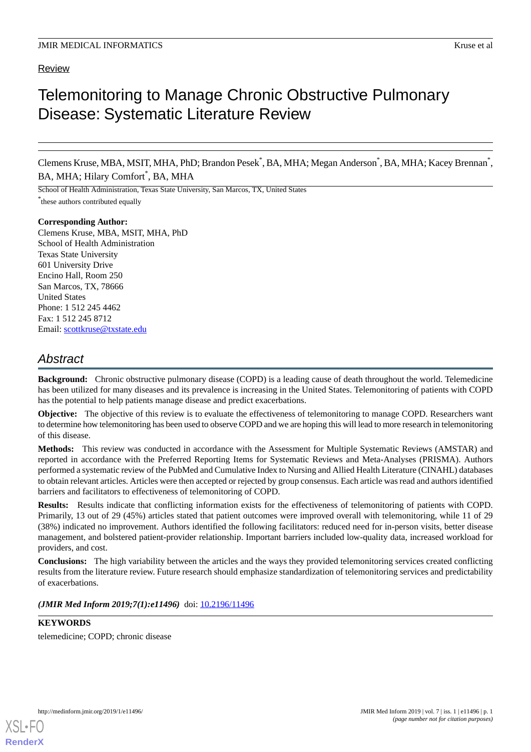Review

# Telemonitoring to Manage Chronic Obstructive Pulmonary Disease: Systematic Literature Review

Clemens Kruse, MBA, MSIT, MHA, PhD; Brandon Pesek[*], BA, MHA; Megan Anderson[*], BA, MHA; Kacey Brennan[*], BA, MHA; Hilary Comfort[*], BA, MHA

School of Health Administration, Texas State University, San Marcos, TX, United States

[*]these authors contributed equally

**Corresponding Author:**
Clemens Kruse, MBA, MSIT, MHA, PhD
School of Health Administration
Texas State University
601 University Drive
Encino Hall, Room 250
San Marcos, TX, 78666
United States
Phone: 1 512 245 4462
Fax: 1 512 245 8712
Email: scottkruse@txstate.edu

## Abstract

**Background:** Chronic obstructive pulmonary disease (COPD) is a leading cause of death throughout the world. Telemedicine has been utilized for many diseases and its prevalence is increasing in the United States. Telemonitoring of patients with COPD has the potential to help patients manage disease and predict exacerbations.

**Objective:** The objective of this review is to evaluate the effectiveness of telemonitoring to manage COPD. Researchers want to determine how telemonitoring has been used to observe COPD and we are hoping this will lead to more research in telemonitoring of this disease.

**Methods:** This review was conducted in accordance with the Assessment for Multiple Systematic Reviews (AMSTAR) and reported in accordance with the Preferred Reporting Items for Systematic Reviews and Meta-Analyses (PRISMA). Authors performed a systematic review of the PubMed and Cumulative Index to Nursing and Allied Health Literature (CINAHL) databases to obtain relevant articles. Articles were then accepted or rejected by group consensus. Each article was read and authors identified barriers and facilitators to effectiveness of telemonitoring of COPD.

**Results:** Results indicate that conflicting information exists for the effectiveness of telemonitoring of patients with COPD. Primarily, 13 out of 29 (45%) articles stated that patient outcomes were improved overall with telemonitoring, while 11 of 29 (38%) indicated no improvement. Authors identified the following facilitators: reduced need for in-person visits, better disease management, and bolstered patient-provider relationship. Important barriers included low-quality data, increased workload for providers, and cost.

**Conclusions:** The high variability between the articles and the ways they provided telemonitoring services created conflicting results from the literature review. Future research should emphasize standardization of telemonitoring services and predictability of exacerbations.

***(JMIR Med Inform 2019;7(1):e11496)*** doi: 10.2196/11496

**KEYWORDS**

telemedicine; COPD; chronic disease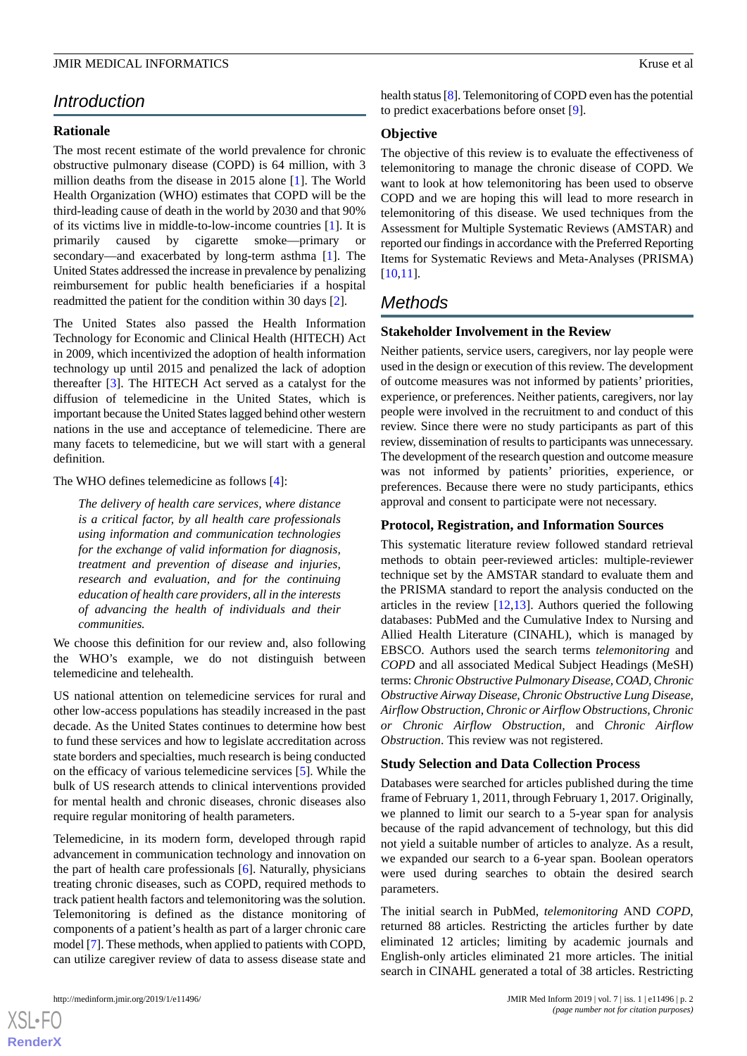## Introduction

### Rationale

The most recent estimate of the world prevalence for chronic obstructive pulmonary disease (COPD) is 64 million, with 3 million deaths from the disease in 2015 alone [1]. The World Health Organization (WHO) estimates that COPD will be the third-leading cause of death in the world by 2030 and that 90% of its victims live in middle-to-low-income countries [1]. It is primarily caused by cigarette smoke—primary or secondary—and exacerbated by long-term asthma [1]. The United States addressed the increase in prevalence by penalizing reimbursement for public health beneficiaries if a hospital readmitted the patient for the condition within 30 days [2].

The United States also passed the Health Information Technology for Economic and Clinical Health (HITECH) Act in 2009, which incentivized the adoption of health information technology up until 2015 and penalized the lack of adoption thereafter [3]. The HITECH Act served as a catalyst for the diffusion of telemedicine in the United States, which is important because the United States lagged behind other western nations in the use and acceptance of telemedicine. There are many facets to telemedicine, but we will start with a general definition.

The WHO defines telemedicine as follows [4]:

> *The delivery of health care services, where distance is a critical factor, by all health care professionals using information and communication technologies for the exchange of valid information for diagnosis, treatment and prevention of disease and injuries, research and evaluation, and for the continuing education of health care providers, all in the interests of advancing the health of individuals and their communities.*

We choose this definition for our review and, also following the WHO's example, we do not distinguish between telemedicine and telehealth.

US national attention on telemedicine services for rural and other low-access populations has steadily increased in the past decade. As the United States continues to determine how best to fund these services and how to legislate accreditation across state borders and specialties, much research is being conducted on the efficacy of various telemedicine services [5]. While the bulk of US research attends to clinical interventions provided for mental health and chronic diseases, chronic diseases also require regular monitoring of health parameters.

Telemedicine, in its modern form, developed through rapid advancement in communication technology and innovation on the part of health care professionals [6]. Naturally, physicians treating chronic diseases, such as COPD, required methods to track patient health factors and telemonitoring was the solution. Telemonitoring is defined as the distance monitoring of components of a patient's health as part of a larger chronic care model [7]. These methods, when applied to patients with COPD, can utilize caregiver review of data to assess disease state and health status [8]. Telemonitoring of COPD even has the potential to predict exacerbations before onset [9].

### Objective

The objective of this review is to evaluate the effectiveness of telemonitoring to manage the chronic disease of COPD. We want to look at how telemonitoring has been used to observe COPD and we are hoping this will lead to more research in telemonitoring of this disease. We used techniques from the Assessment for Multiple Systematic Reviews (AMSTAR) and reported our findings in accordance with the Preferred Reporting Items for Systematic Reviews and Meta-Analyses (PRISMA) [10,11].

## Methods

### Stakeholder Involvement in the Review

Neither patients, service users, caregivers, nor lay people were used in the design or execution of this review. The development of outcome measures was not informed by patients' priorities, experience, or preferences. Neither patients, caregivers, nor lay people were involved in the recruitment to and conduct of this review. Since there were no study participants as part of this review, dissemination of results to participants was unnecessary. The development of the research question and outcome measure was not informed by patients' priorities, experience, or preferences. Because there were no study participants, ethics approval and consent to participate were not necessary.

### Protocol, Registration, and Information Sources

This systematic literature review followed standard retrieval methods to obtain peer-reviewed articles: multiple-reviewer technique set by the AMSTAR standard to evaluate them and the PRISMA standard to report the analysis conducted on the articles in the review [12,13]. Authors queried the following databases: PubMed and the Cumulative Index to Nursing and Allied Health Literature (CINAHL), which is managed by EBSCO. Authors used the search terms *telemonitoring* and *COPD* and all associated Medical Subject Headings (MeSH) terms: *Chronic Obstructive Pulmonary Disease, COAD, Chronic Obstructive Airway Disease, Chronic Obstructive Lung Disease, Airflow Obstruction, Chronic or Airflow Obstructions, Chronic or Chronic Airflow Obstruction,* and *Chronic Airflow Obstruction*. This review was not registered.

### Study Selection and Data Collection Process

Databases were searched for articles published during the time frame of February 1, 2011, through February 1, 2017. Originally, we planned to limit our search to a 5-year span for analysis because of the rapid advancement of technology, but this did not yield a suitable number of articles to analyze. As a result, we expanded our search to a 6-year span. Boolean operators were used during searches to obtain the desired search parameters.

The initial search in PubMed, *telemonitoring* AND *COPD*, returned 88 articles. Restricting the articles further by date eliminated 12 articles; limiting by academic journals and English-only articles eliminated 21 more articles. The initial search in CINAHL generated a total of 38 articles. Restricting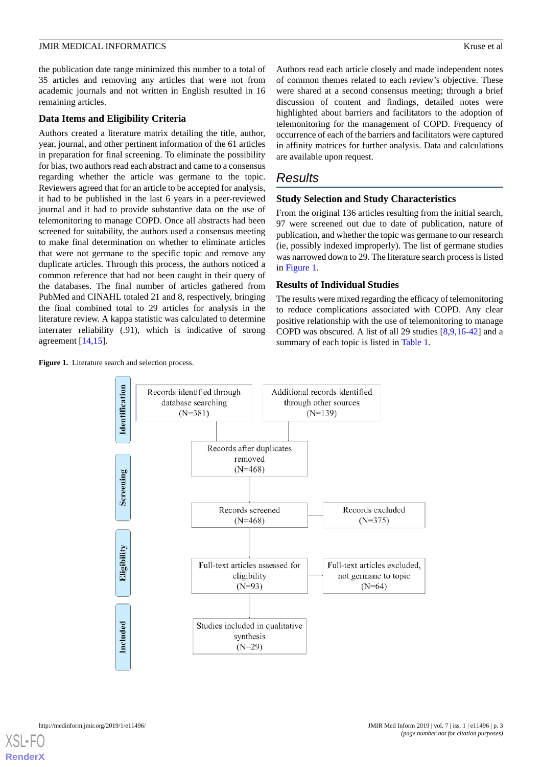the publication date range minimized this number to a total of 35 articles and removing any articles that were not from academic journals and not written in English resulted in 16 remaining articles.

### Data Items and Eligibility Criteria

Authors created a literature matrix detailing the title, author, year, journal, and other pertinent information of the 61 articles in preparation for final screening. To eliminate the possibility for bias, two authors read each abstract and came to a consensus regarding whether the article was germane to the topic. Reviewers agreed that for an article to be accepted for analysis, it had to be published in the last 6 years in a peer-reviewed journal and it had to provide substantive data on the use of telemonitoring to manage COPD. Once all abstracts had been screened for suitability, the authors used a consensus meeting to make final determination on whether to eliminate articles that were not germane to the specific topic and remove any duplicate articles. Through this process, the authors noticed a common reference that had not been caught in their query of the databases. The final number of articles gathered from PubMed and CINAHL totaled 21 and 8, respectively, bringing the final combined total to 29 articles for analysis in the literature review. A kappa statistic was calculated to determine interrater reliability (.91), which is indicative of strong agreement [14,15].

Authors read each article closely and made independent notes of common themes related to each review's objective. These were shared at a second consensus meeting; through a brief discussion of content and findings, detailed notes were highlighted about barriers and facilitators to the adoption of telemonitoring for the management of COPD. Frequency of occurrence of each of the barriers and facilitators were captured in affinity matrices for further analysis. Data and calculations are available upon request.

## Results

### Study Selection and Study Characteristics

From the original 136 articles resulting from the initial search, 97 were screened out due to date of publication, nature of publication, and whether the topic was germane to our research (ie, possibly indexed improperly). The list of germane studies was narrowed down to 29. The literature search process is listed in Figure 1.

### Results of Individual Studies

The results were mixed regarding the efficacy of telemonitoring to reduce complications associated with COPD. Any clear positive relationship with the use of telemonitoring to manage COPD was obscured. A list of all 29 studies [8,9,16-42] and a summary of each topic is listed in Table 1.

**Figure 1.** Literature search and selection process.

- **Identification**
  - Records identified through database searching (N=381)
  - Additional records identified through other sources (N=139)
- **Screening**
  - Records after duplicates removed (N=468)
  - Records screened (N=468) → Records excluded (N=375)
- **Eligibility**
  - Full-text articles assessed for eligibility (N=93) → Full-text articles excluded, not germane to topic (N=64)
- **Included**
  - Studies included in qualitative synthesis (N=29)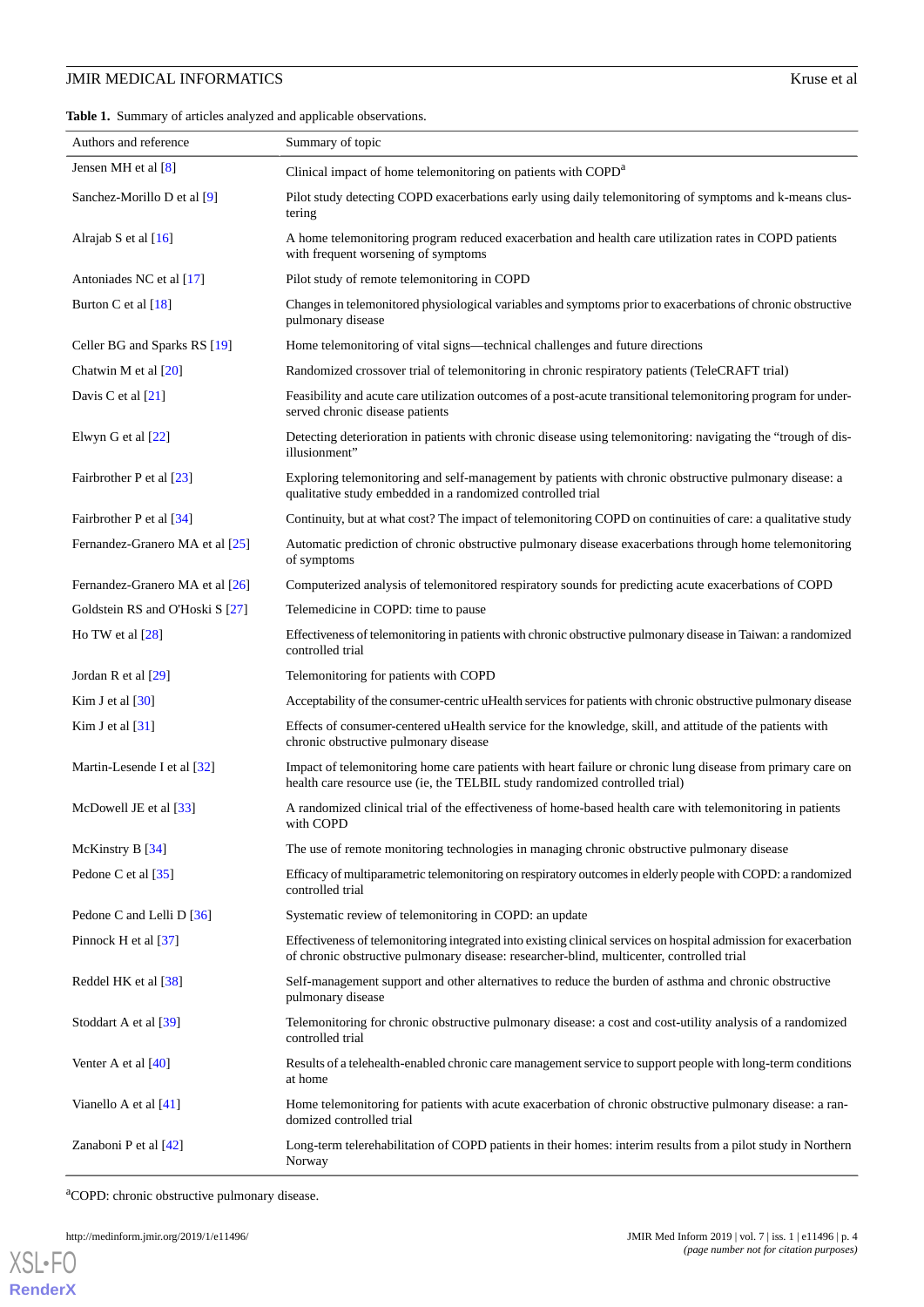**Table 1.** Summary of articles analyzed and applicable observations.

| Authors and reference | Summary of topic |
| --- | --- |
| Jensen MH et al [8] | Clinical impact of home telemonitoring on patients with COPD[a] |
| Sanchez-Morillo D et al [9] | Pilot study detecting COPD exacerbations early using daily telemonitoring of symptoms and k-means clustering |
| Alrajab S et al [16] | A home telemonitoring program reduced exacerbation and health care utilization rates in COPD patients with frequent worsening of symptoms |
| Antoniades NC et al [17] | Pilot study of remote telemonitoring in COPD |
| Burton C et al [18] | Changes in telemonitored physiological variables and symptoms prior to exacerbations of chronic obstructive pulmonary disease |
| Celler BG and Sparks RS [19] | Home telemonitoring of vital signs—technical challenges and future directions |
| Chatwin M et al [20] | Randomized crossover trial of telemonitoring in chronic respiratory patients (TeleCRAFT trial) |
| Davis C et al [21] | Feasibility and acute care utilization outcomes of a post-acute transitional telemonitoring program for underserved chronic disease patients |
| Elwyn G et al [22] | Detecting deterioration in patients with chronic disease using telemonitoring: navigating the "trough of disillusionment" |
| Fairbrother P et al [23] | Exploring telemonitoring and self-management by patients with chronic obstructive pulmonary disease: a qualitative study embedded in a randomized controlled trial |
| Fairbrother P et al [34] | Continuity, but at what cost? The impact of telemonitoring COPD on continuities of care: a qualitative study |
| Fernandez-Granero MA et al [25] | Automatic prediction of chronic obstructive pulmonary disease exacerbations through home telemonitoring of symptoms |
| Fernandez-Granero MA et al [26] | Computerized analysis of telemonitored respiratory sounds for predicting acute exacerbations of COPD |
| Goldstein RS and O'Hoski S [27] | Telemedicine in COPD: time to pause |
| Ho TW et al [28] | Effectiveness of telemonitoring in patients with chronic obstructive pulmonary disease in Taiwan: a randomized controlled trial |
| Jordan R et al [29] | Telemonitoring for patients with COPD |
| Kim J et al [30] | Acceptability of the consumer-centric uHealth services for patients with chronic obstructive pulmonary disease |
| Kim J et al [31] | Effects of consumer-centered uHealth service for the knowledge, skill, and attitude of the patients with chronic obstructive pulmonary disease |
| Martin-Lesende I et al [32] | Impact of telemonitoring home care patients with heart failure or chronic lung disease from primary care on health care resource use (ie, the TELBIL study randomized controlled trial) |
| McDowell JE et al [33] | A randomized clinical trial of the effectiveness of home-based health care with telemonitoring in patients with COPD |
| McKinstry B [34] | The use of remote monitoring technologies in managing chronic obstructive pulmonary disease |
| Pedone C et al [35] | Efficacy of multiparametric telemonitoring on respiratory outcomes in elderly people with COPD: a randomized controlled trial |
| Pedone C and Lelli D [36] | Systematic review of telemonitoring in COPD: an update |
| Pinnock H et al [37] | Effectiveness of telemonitoring integrated into existing clinical services on hospital admission for exacerbation of chronic obstructive pulmonary disease: researcher-blind, multicenter, controlled trial |
| Reddel HK et al [38] | Self-management support and other alternatives to reduce the burden of asthma and chronic obstructive pulmonary disease |
| Stoddart A et al [39] | Telemonitoring for chronic obstructive pulmonary disease: a cost and cost-utility analysis of a randomized controlled trial |
| Venter A et al [40] | Results of a telehealth-enabled chronic care management service to support people with long-term conditions at home |
| Vianello A et al [41] | Home telemonitoring for patients with acute exacerbation of chronic obstructive pulmonary disease: a randomized controlled trial |
| Zanaboni P et al [42] | Long-term telerehabilitation of COPD patients in their homes: interim results from a pilot study in Northern Norway |

[a]COPD: chronic obstructive pulmonary disease.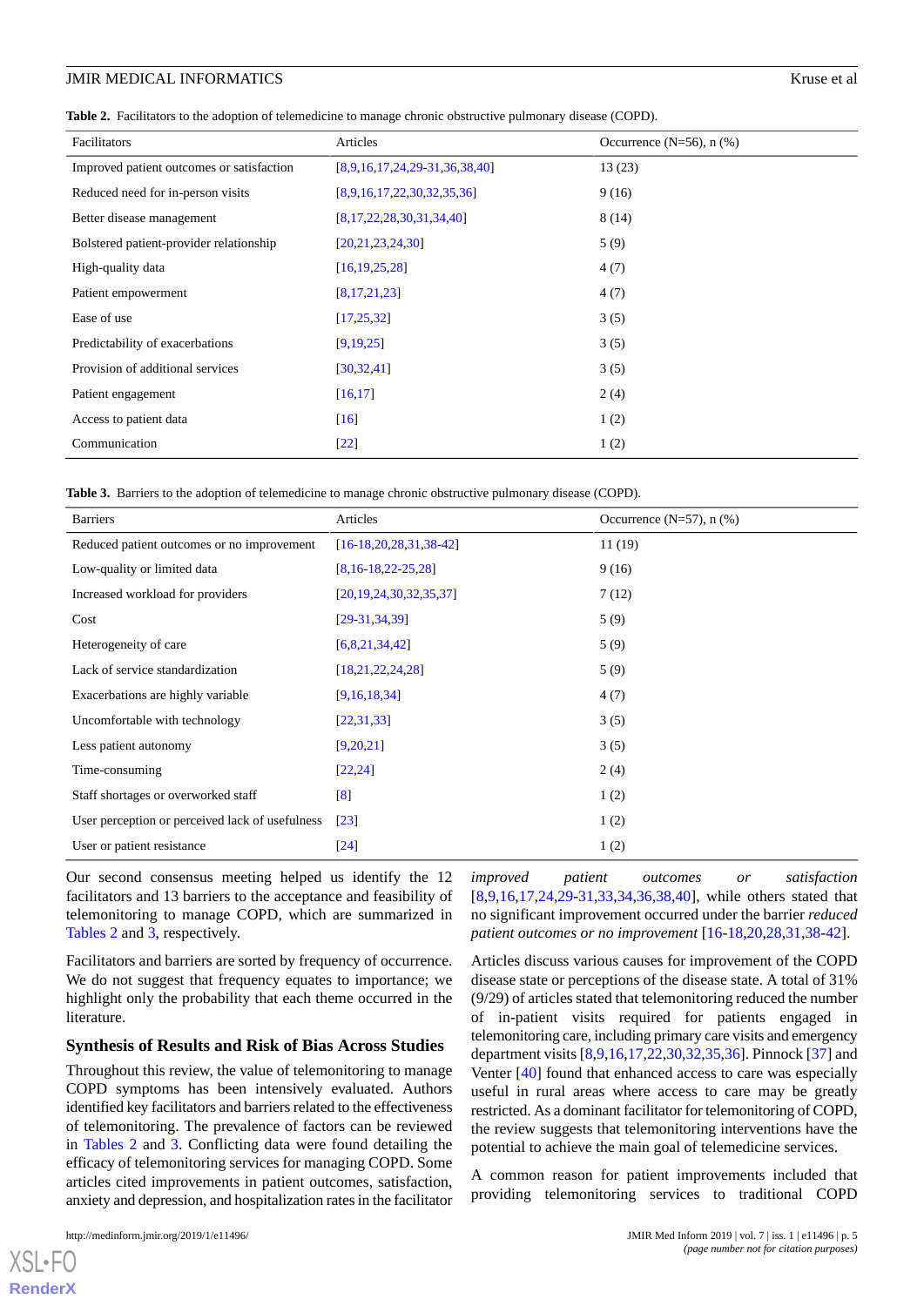**Table 2.** Facilitators to the adoption of telemedicine to manage chronic obstructive pulmonary disease (COPD).

| Facilitators | Articles | Occurrence (N=56), n (%) |
|---|---|---|
| Improved patient outcomes or satisfaction | [8,9,16,17,24,29-31,36,38,40] | 13 (23) |
| Reduced need for in-person visits | [8,9,16,17,22,30,32,35,36] | 9 (16) |
| Better disease management | [8,17,22,28,30,31,34,40] | 8 (14) |
| Bolstered patient-provider relationship | [20,21,23,24,30] | 5 (9) |
| High-quality data | [16,19,25,28] | 4 (7) |
| Patient empowerment | [8,17,21,23] | 4 (7) |
| Ease of use | [17,25,32] | 3 (5) |
| Predictability of exacerbations | [9,19,25] | 3 (5) |
| Provision of additional services | [30,32,41] | 3 (5) |
| Patient engagement | [16,17] | 2 (4) |
| Access to patient data | [16] | 1 (2) |
| Communication | [22] | 1 (2) |

**Table 3.** Barriers to the adoption of telemedicine to manage chronic obstructive pulmonary disease (COPD).

| Barriers | Articles | Occurrence (N=57), n (%) |
|---|---|---|
| Reduced patient outcomes or no improvement | [16-18,20,28,31,38-42] | 11 (19) |
| Low-quality or limited data | [8,16-18,22-25,28] | 9 (16) |
| Increased workload for providers | [20,19,24,30,32,35,37] | 7 (12) |
| Cost | [29-31,34,39] | 5 (9) |
| Heterogeneity of care | [6,8,21,34,42] | 5 (9) |
| Lack of service standardization | [18,21,22,24,28] | 5 (9) |
| Exacerbations are highly variable | [9,16,18,34] | 4 (7) |
| Uncomfortable with technology | [22,31,33] | 3 (5) |
| Less patient autonomy | [9,20,21] | 3 (5) |
| Time-consuming | [22,24] | 2 (4) |
| Staff shortages or overworked staff | [8] | 1 (2) |
| User perception or perceived lack of usefulness | [23] | 1 (2) |
| User or patient resistance | [24] | 1 (2) |

Our second consensus meeting helped us identify the 12 facilitators and 13 barriers to the acceptance and feasibility of telemonitoring to manage COPD, which are summarized in Tables 2 and 3, respectively.

Facilitators and barriers are sorted by frequency of occurrence. We do not suggest that frequency equates to importance; we highlight only the probability that each theme occurred in the literature.

## Synthesis of Results and Risk of Bias Across Studies

Throughout this review, the value of telemonitoring to manage COPD symptoms has been intensively evaluated. Authors identified key facilitators and barriers related to the effectiveness of telemonitoring. The prevalence of factors can be reviewed in Tables 2 and 3. Conflicting data were found detailing the efficacy of telemonitoring services for managing COPD. Some articles cited improvements in patient outcomes, satisfaction, anxiety and depression, and hospitalization rates in the facilitator *improved patient outcomes or satisfaction* [8,9,16,17,24,29-31,33,34,36,38,40], while others stated that no significant improvement occurred under the barrier *reduced patient outcomes or no improvement* [16-18,20,28,31,38-42].

Articles discuss various causes for improvement of the COPD disease state or perceptions of the disease state. A total of 31% (9/29) of articles stated that telemonitoring reduced the number of in-patient visits required for patients engaged in telemonitoring care, including primary care visits and emergency department visits [8,9,16,17,22,30,32,35,36]. Pinnock [37] and Venter [40] found that enhanced access to care was especially useful in rural areas where access to care may be greatly restricted. As a dominant facilitator for telemonitoring of COPD, the review suggests that telemonitoring interventions have the potential to achieve the main goal of telemedicine services.

A common reason for patient improvements included that providing telemonitoring services to traditional COPD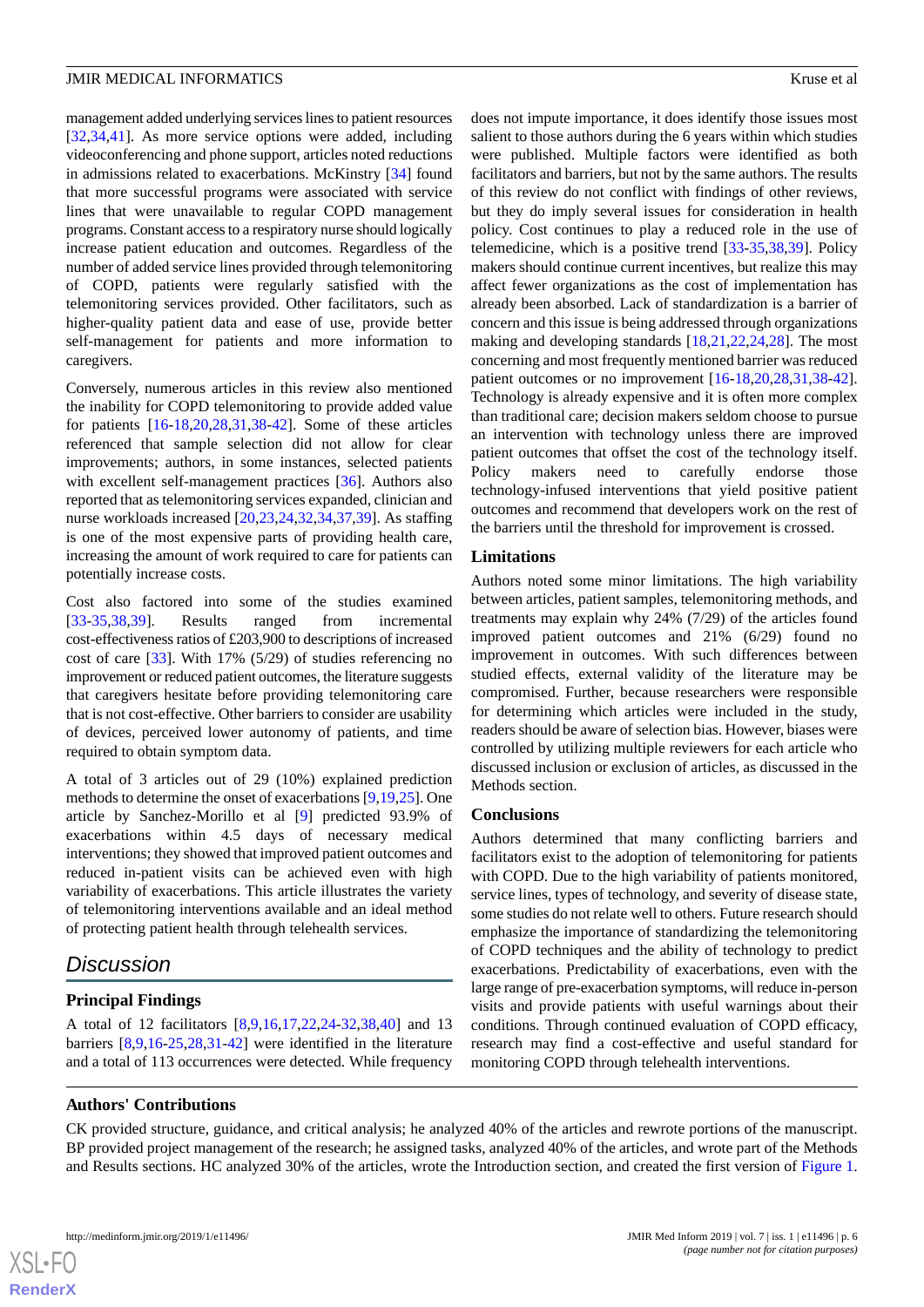management added underlying services lines to patient resources [32,34,41]. As more service options were added, including videoconferencing and phone support, articles noted reductions in admissions related to exacerbations. McKinstry [34] found that more successful programs were associated with service lines that were unavailable to regular COPD management programs. Constant access to a respiratory nurse should logically increase patient education and outcomes. Regardless of the number of added service lines provided through telemonitoring of COPD, patients were regularly satisfied with the telemonitoring services provided. Other facilitators, such as higher-quality patient data and ease of use, provide better self-management for patients and more information to caregivers.

Conversely, numerous articles in this review also mentioned the inability for COPD telemonitoring to provide added value for patients [16-18,20,28,31,38-42]. Some of these articles referenced that sample selection did not allow for clear improvements; authors, in some instances, selected patients with excellent self-management practices [36]. Authors also reported that as telemonitoring services expanded, clinician and nurse workloads increased [20,23,24,32,34,37,39]. As staffing is one of the most expensive parts of providing health care, increasing the amount of work required to care for patients can potentially increase costs.

Cost also factored into some of the studies examined [33-35,38,39]. Results ranged from incremental cost-effectiveness ratios of £203,900 to descriptions of increased cost of care [33]. With 17% (5/29) of studies referencing no improvement or reduced patient outcomes, the literature suggests that caregivers hesitate before providing telemonitoring care that is not cost-effective. Other barriers to consider are usability of devices, perceived lower autonomy of patients, and time required to obtain symptom data.

A total of 3 articles out of 29 (10%) explained prediction methods to determine the onset of exacerbations [9,19,25]. One article by Sanchez-Morillo et al [9] predicted 93.9% of exacerbations within 4.5 days of necessary medical interventions; they showed that improved patient outcomes and reduced in-patient visits can be achieved even with high variability of exacerbations. This article illustrates the variety of telemonitoring interventions available and an ideal method of protecting patient health through telehealth services.

## Discussion

### Principal Findings

A total of 12 facilitators [8,9,16,17,22,24-32,38,40] and 13 barriers [8,9,16-25,28,31-42] were identified in the literature and a total of 113 occurrences were detected. While frequency does not impute importance, it does identify those issues most salient to those authors during the 6 years within which studies were published. Multiple factors were identified as both facilitators and barriers, but not by the same authors. The results of this review do not conflict with findings of other reviews, but they do imply several issues for consideration in health policy. Cost continues to play a reduced role in the use of telemedicine, which is a positive trend [33-35,38,39]. Policy makers should continue current incentives, but realize this may affect fewer organizations as the cost of implementation has already been absorbed. Lack of standardization is a barrier of concern and this issue is being addressed through organizations making and developing standards [18,21,22,24,28]. The most concerning and most frequently mentioned barrier was reduced patient outcomes or no improvement [16-18,20,28,31,38-42]. Technology is already expensive and it is often more complex than traditional care; decision makers seldom choose to pursue an intervention with technology unless there are improved patient outcomes that offset the cost of the technology itself. Policy makers need to carefully endorse those technology-infused interventions that yield positive patient outcomes and recommend that developers work on the rest of the barriers until the threshold for improvement is crossed.

### Limitations

Authors noted some minor limitations. The high variability between articles, patient samples, telemonitoring methods, and treatments may explain why 24% (7/29) of the articles found improved patient outcomes and 21% (6/29) found no improvement in outcomes. With such differences between studied effects, external validity of the literature may be compromised. Further, because researchers were responsible for determining which articles were included in the study, readers should be aware of selection bias. However, biases were controlled by utilizing multiple reviewers for each article who discussed inclusion or exclusion of articles, as discussed in the Methods section.

### Conclusions

Authors determined that many conflicting barriers and facilitators exist to the adoption of telemonitoring for patients with COPD. Due to the high variability of patients monitored, service lines, types of technology, and severity of disease state, some studies do not relate well to others. Future research should emphasize the importance of standardizing the telemonitoring of COPD techniques and the ability of technology to predict exacerbations. Predictability of exacerbations, even with the large range of pre-exacerbation symptoms, will reduce in-person visits and provide patients with usual warnings about their conditions. Through continued evaluation of COPD efficacy, research may find a cost-effective and useful standard for monitoring COPD through telehealth interventions.

### Authors' Contributions

CK provided structure, guidance, and critical analysis; he analyzed 40% of the articles and rewrote portions of the manuscript. BP provided project management of the research; he assigned tasks, analyzed 40% of the articles, and wrote part of the Methods and Results sections. HC analyzed 30% of the articles, wrote the Introduction section, and created the first version of Figure 1.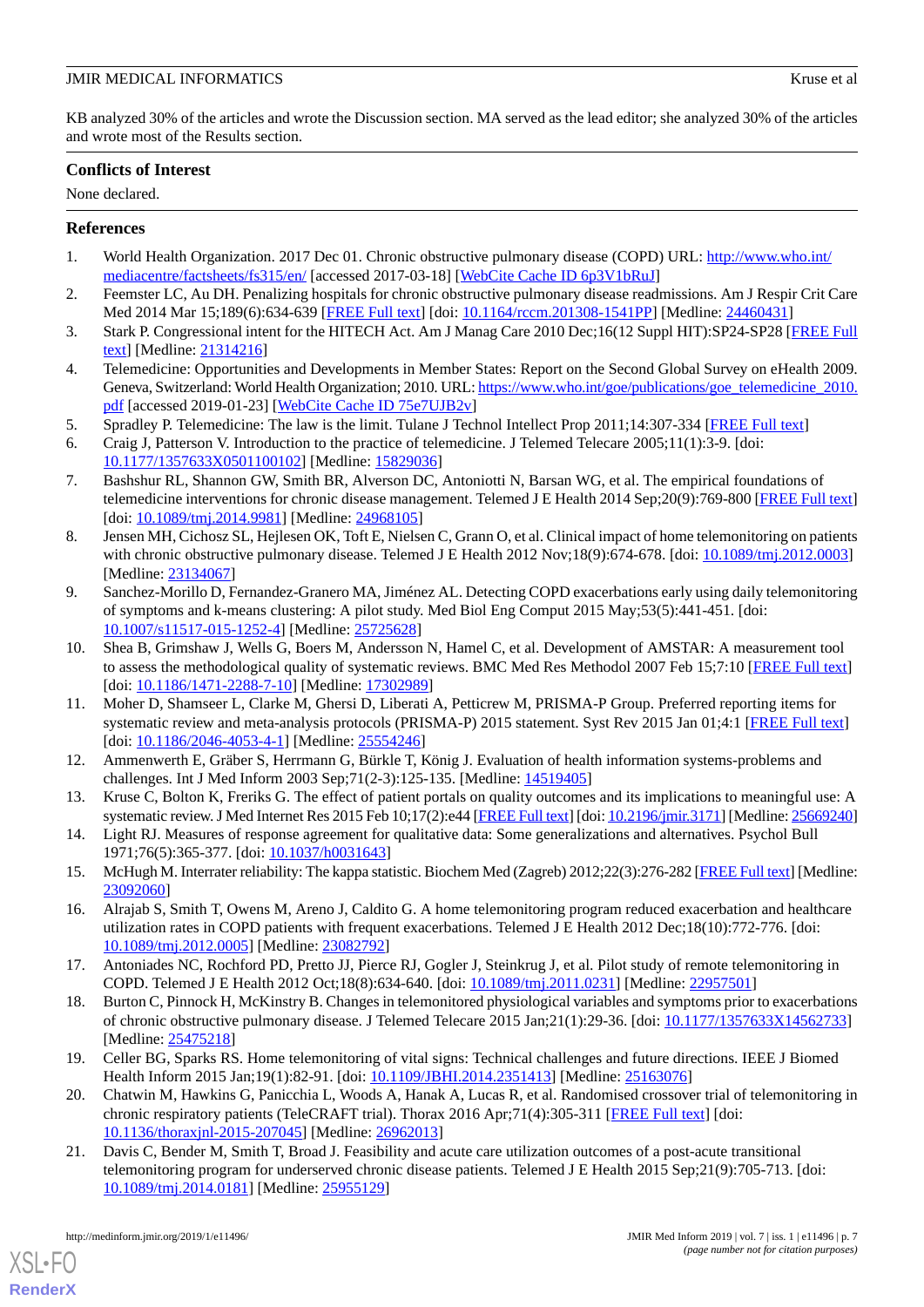KB analyzed 30% of the articles and wrote the Discussion section. MA served as the lead editor; she analyzed 30% of the articles and wrote most of the Results section.

## Conflicts of Interest

None declared.

## References

1. World Health Organization. 2017 Dec 01. Chronic obstructive pulmonary disease (COPD) URL: http://www.who.int/mediacentre/factsheets/fs315/en/ [accessed 2017-03-18] [WebCite Cache ID 6p3V1bRuJ]
2. Feemster LC, Au DH. Penalizing hospitals for chronic obstructive pulmonary disease readmissions. Am J Respir Crit Care Med 2014 Mar 15;189(6):634-639 [FREE Full text] [doi: 10.1164/rccm.201308-1541PP] [Medline: 24460431]
3. Stark P. Congressional intent for the HITECH Act. Am J Manag Care 2010 Dec;16(12 Suppl HIT):SP24-SP28 [FREE Full text] [Medline: 21314216]
4. Telemedicine: Opportunities and Developments in Member States: Report on the Second Global Survey on eHealth 2009. Geneva, Switzerland: World Health Organization; 2010. URL: https://www.who.int/goe/publications/goe_telemedicine_2010.pdf [accessed 2019-01-23] [WebCite Cache ID 75e7UJB2v]
5. Spradley P. Telemedicine: The law is the limit. Tulane J Technol Intellect Prop 2011;14:307-334 [FREE Full text]
6. Craig J, Patterson V. Introduction to the practice of telemedicine. J Telemed Telecare 2005;11(1):3-9. [doi: 10.1177/1357633X0501100102] [Medline: 15829036]
7. Bashshur RL, Shannon GW, Smith BR, Alverson DC, Antoniotti N, Barsan WG, et al. The empirical foundations of telemedicine interventions for chronic disease management. Telemed J E Health 2014 Sep;20(9):769-800 [FREE Full text] [doi: 10.1089/tmj.2014.9981] [Medline: 24968105]
8. Jensen MH, Cichosz SL, Hejlesen OK, Toft E, Nielsen C, Grann O, et al. Clinical impact of home telemonitoring on patients with chronic obstructive pulmonary disease. Telemed J E Health 2012 Nov;18(9):674-678. [doi: 10.1089/tmj.2012.0003] [Medline: 23134067]
9. Sanchez-Morillo D, Fernandez-Granero MA, Jiménez AL. Detecting COPD exacerbations early using daily telemonitoring of symptoms and k-means clustering: A pilot study. Med Biol Eng Comput 2015 May;53(5):441-451. [doi: 10.1007/s11517-015-1252-4] [Medline: 25725628]
10. Shea B, Grimshaw J, Wells G, Boers M, Andersson N, Hamel C, et al. Development of AMSTAR: A measurement tool to assess the methodological quality of systematic reviews. BMC Med Res Methodol 2007 Feb 15;7:10 [FREE Full text] [doi: 10.1186/1471-2288-7-10] [Medline: 17302989]
11. Moher D, Shamseer L, Clarke M, Ghersi D, Liberati A, Petticrew M, PRISMA-P Group. Preferred reporting items for systematic review and meta-analysis protocols (PRISMA-P) 2015 statement. Syst Rev 2015 Jan 01;4:1 [FREE Full text] [doi: 10.1186/2046-4053-4-1] [Medline: 25554246]
12. Ammenwerth E, Gräber S, Herrmann G, Bürkle T, König J. Evaluation of health information systems-problems and challenges. Int J Med Inform 2003 Sep;71(2-3):125-135. [Medline: 14519405]
13. Kruse C, Bolton K, Freriks G. The effect of patient portals on quality outcomes and its implications to meaningful use: A systematic review. J Med Internet Res 2015 Feb 10;17(2):e44 [FREE Full text] [doi: 10.2196/jmir.3171] [Medline: 25669240]
14. Light RJ. Measures of response agreement for qualitative data: Some generalizations and alternatives. Psychol Bull 1971;76(5):365-377. [doi: 10.1037/h0031643]
15. McHugh M. Interrater reliability: The kappa statistic. Biochem Med (Zagreb) 2012;22(3):276-282 [FREE Full text] [Medline: 23092060]
16. Alrajab S, Smith T, Owens M, Areno J, Caldito G. A home telemonitoring program reduced exacerbation and healthcare utilization rates in COPD patients with frequent exacerbations. Telemed J E Health 2012 Dec;18(10):772-776. [doi: 10.1089/tmj.2012.0005] [Medline: 23082792]
17. Antoniades NC, Rochford PD, Pretto JJ, Pierce RJ, Gogler J, Steinkrug J, et al. Pilot study of remote telemonitoring in COPD. Telemed J E Health 2012 Oct;18(8):634-640. [doi: 10.1089/tmj.2011.0231] [Medline: 22957501]
18. Burton C, Pinnock H, McKinstry B. Changes in telemonitored physiological variables and symptoms prior to exacerbations of chronic obstructive pulmonary disease. J Telemed Telecare 2015 Jan;21(1):29-36. [doi: 10.1177/1357633X14562733] [Medline: 25475218]
19. Celler BG, Sparks RS. Home telemonitoring of vital signs: Technical challenges and future directions. IEEE J Biomed Health Inform 2015 Jan;19(1):82-91. [doi: 10.1109/JBHI.2014.2351413] [Medline: 25163076]
20. Chatwin M, Hawkins G, Panicchia L, Woods A, Hanak A, Lucas R, et al. Randomised crossover trial of telemonitoring in chronic respiratory patients (TeleCRAFT trial). Thorax 2016 Apr;71(4):305-311 [FREE Full text] [doi: 10.1136/thoraxjnl-2015-207045] [Medline: 26962013]
21. Davis C, Bender M, Smith T, Broad J. Feasibility and acute care utilization outcomes of a post-acute transitional telemonitoring program for underserved chronic disease patients. Telemed J E Health 2015 Sep;21(9):705-713. [doi: 10.1089/tmj.2014.0181] [Medline: 25955129]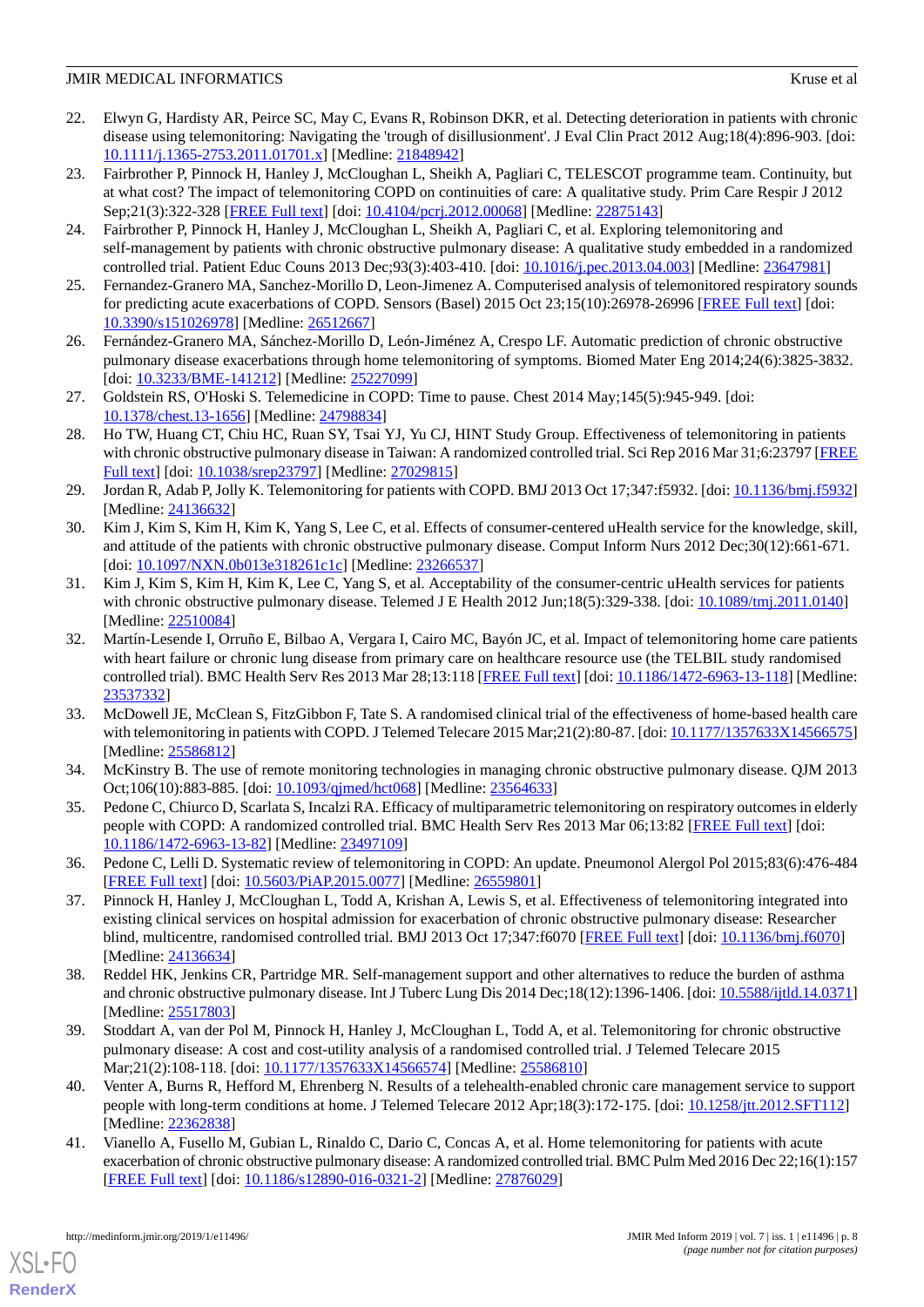22. Elwyn G, Hardisty AR, Peirce SC, May C, Evans R, Robinson DKR, et al. Detecting deterioration in patients with chronic disease using telemonitoring: Navigating the 'trough of disillusionment'. J Eval Clin Pract 2012 Aug;18(4):896-903. [doi: 10.1111/j.1365-2753.2011.01701.x] [Medline: 21848942]
23. Fairbrother P, Pinnock H, Hanley J, McCloughan L, Sheikh A, Pagliari C, TELESCOT programme team. Continuity, but at what cost? The impact of telemonitoring COPD on continuities of care: A qualitative study. Prim Care Respir J 2012 Sep;21(3):322-328 [FREE Full text] [doi: 10.4104/pcrj.2012.00068] [Medline: 22875143]
24. Fairbrother P, Pinnock H, Hanley J, McCloughan L, Sheikh A, Pagliari C, et al. Exploring telemonitoring and self-management by patients with chronic obstructive pulmonary disease: A qualitative study embedded in a randomized controlled trial. Patient Educ Couns 2013 Dec;93(3):403-410. [doi: 10.1016/j.pec.2013.04.003] [Medline: 23647981]
25. Fernandez-Granero MA, Sanchez-Morillo D, Leon-Jimenez A. Computerised analysis of telemonitored respiratory sounds for predicting acute exacerbations of COPD. Sensors (Basel) 2015 Oct 23;15(10):26978-26996 [FREE Full text] [doi: 10.3390/s151026978] [Medline: 26512667]
26. Fernández-Granero MA, Sánchez-Morillo D, León-Jiménez A, Crespo LF. Automatic prediction of chronic obstructive pulmonary disease exacerbations through home telemonitoring of symptoms. Biomed Mater Eng 2014;24(6):3825-3832. [doi: 10.3233/BME-141212] [Medline: 25227099]
27. Goldstein RS, O'Hoski S. Telemedicine in COPD: Time to pause. Chest 2014 May;145(5):945-949. [doi: 10.1378/chest.13-1656] [Medline: 24798834]
28. Ho TW, Huang CT, Chiu HC, Ruan SY, Tsai YJ, Yu CJ, HINT Study Group. Effectiveness of telemonitoring in patients with chronic obstructive pulmonary disease in Taiwan: A randomized controlled trial. Sci Rep 2016 Mar 31;6:23797 [FREE Full text] [doi: 10.1038/srep23797] [Medline: 27029815]
29. Jordan R, Adab P, Jolly K. Telemonitoring for patients with COPD. BMJ 2013 Oct 17;347:f5932. [doi: 10.1136/bmj.f5932] [Medline: 24136632]
30. Kim J, Kim S, Kim H, Kim K, Yang S, Lee C, et al. Effects of consumer-centered uHealth service for the knowledge, skill, and attitude of the patients with chronic obstructive pulmonary disease. Comput Inform Nurs 2012 Dec;30(12):661-671. [doi: 10.1097/NXN.0b013e318261c1c] [Medline: 23266537]
31. Kim J, Kim S, Kim H, Kim K, Lee C, Yang S, et al. Acceptability of the consumer-centric uHealth services for patients with chronic obstructive pulmonary disease. Telemed J E Health 2012 Jun;18(5):329-338. [doi: 10.1089/tmj.2011.0140] [Medline: 22510084]
32. Martín-Lesende I, Orruño E, Bilbao A, Vergara I, Cairo MC, Bayón JC, et al. Impact of telemonitoring home care patients with heart failure or chronic lung disease from primary care on healthcare resource use (the TELBIL study randomised controlled trial). BMC Health Serv Res 2013 Mar 28;13:118 [FREE Full text] [doi: 10.1186/1472-6963-13-118] [Medline: 23537332]
33. McDowell JE, McClean S, FitzGibbon F, Tate S. A randomised clinical trial of the effectiveness of home-based health care with telemonitoring in patients with COPD. J Telemed Telecare 2015 Mar;21(2):80-87. [doi: 10.1177/1357633X14566575] [Medline: 25586812]
34. McKinstry B. The use of remote monitoring technologies in managing chronic obstructive pulmonary disease. QJM 2013 Oct;106(10):883-885. [doi: 10.1093/qjmed/hct068] [Medline: 23564633]
35. Pedone C, Chiurco D, Scarlata S, Incalzi RA. Efficacy of multiparametric telemonitoring on respiratory outcomes in elderly people with COPD: A randomized controlled trial. BMC Health Serv Res 2013 Mar 06;13:82 [FREE Full text] [doi: 10.1186/1472-6963-13-82] [Medline: 23497109]
36. Pedone C, Lelli D. Systematic review of telemonitoring in COPD: An update. Pneumonol Alergol Pol 2015;83(6):476-484 [FREE Full text] [doi: 10.5603/PiAP.2015.0077] [Medline: 26559801]
37. Pinnock H, Hanley J, McCloughan L, Todd A, Krishan A, Lewis S, et al. Effectiveness of telemonitoring integrated into existing clinical services on hospital admission for exacerbation of chronic obstructive pulmonary disease: Researcher blind, multicentre, randomised controlled trial. BMJ 2013 Oct 17;347:f6070 [FREE Full text] [doi: 10.1136/bmj.f6070] [Medline: 24136634]
38. Reddel HK, Jenkins CR, Partridge MR. Self-management support and other alternatives to reduce the burden of asthma and chronic obstructive pulmonary disease. Int J Tuberc Lung Dis 2014 Dec;18(12):1396-1406. [doi: 10.5588/ijtld.14.0371] [Medline: 25517803]
39. Stoddart A, van der Pol M, Pinnock H, Hanley J, McCloughan L, Todd A, et al. Telemonitoring for chronic obstructive pulmonary disease: A cost and cost-utility analysis of a randomised controlled trial. J Telemed Telecare 2015 Mar;21(2):108-118. [doi: 10.1177/1357633X14566574] [Medline: 25586810]
40. Venter A, Burns R, Hefford M, Ehrenberg N. Results of a telehealth-enabled chronic care management service to support people with long-term conditions at home. J Telemed Telecare 2012 Apr;18(3):172-175. [doi: 10.1258/jtt.2012.SFT112] [Medline: 22362838]
41. Vianello A, Fusello M, Gubian L, Rinaldo C, Dario C, Concas A, et al. Home telemonitoring for patients with acute exacerbation of chronic obstructive pulmonary disease: A randomized controlled trial. BMC Pulm Med 2016 Dec 22;16(1):157 [FREE Full text] [doi: 10.1186/s12890-016-0321-2] [Medline: 27876029]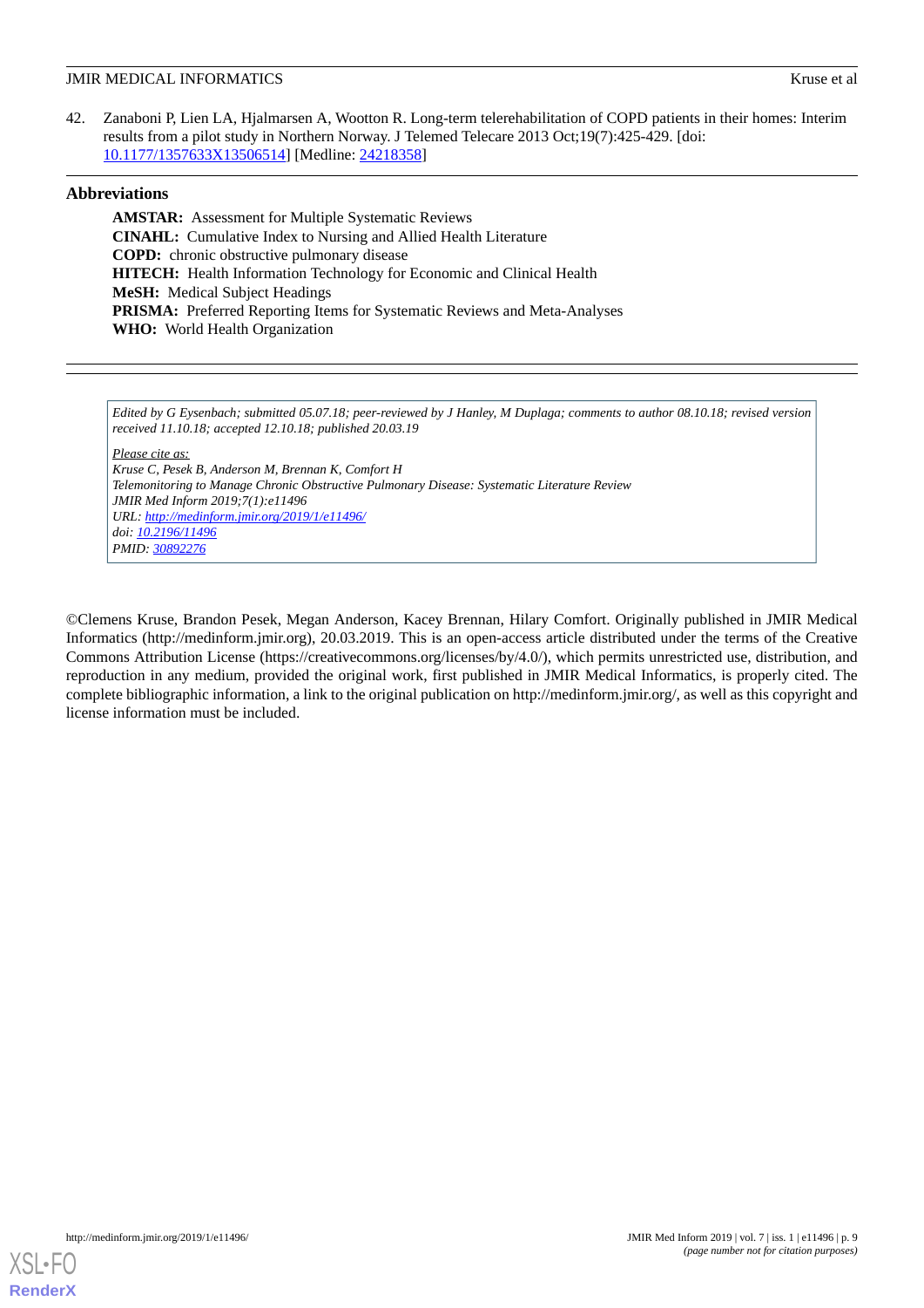42. Zanaboni P, Lien LA, Hjalmarsen A, Wootton R. Long-term telerehabilitation of COPD patients in their homes: Interim results from a pilot study in Northern Norway. J Telemed Telecare 2013 Oct;19(7):425-429. [doi: 10.1177/1357633X13506514] [Medline: 24218358]

## Abbreviations

**AMSTAR:** Assessment for Multiple Systematic Reviews
**CINAHL:** Cumulative Index to Nursing and Allied Health Literature
**COPD:** chronic obstructive pulmonary disease
**HITECH:** Health Information Technology for Economic and Clinical Health
**MeSH:** Medical Subject Headings
**PRISMA:** Preferred Reporting Items for Systematic Reviews and Meta-Analyses
**WHO:** World Health Organization

*Edited by G Eysenbach; submitted 05.07.18; peer-reviewed by J Hanley, M Duplaga; comments to author 08.10.18; revised version received 11.10.18; accepted 12.10.18; published 20.03.19*

*Please cite as:*
*Kruse C, Pesek B, Anderson M, Brennan K, Comfort H*
*Telemonitoring to Manage Chronic Obstructive Pulmonary Disease: Systematic Literature Review*
*JMIR Med Inform 2019;7(1):e11496*
*URL: http://medinform.jmir.org/2019/1/e11496/*
*doi: 10.2196/11496*
*PMID: 30892276*

©Clemens Kruse, Brandon Pesek, Megan Anderson, Kacey Brennan, Hilary Comfort. Originally published in JMIR Medical Informatics (http://medinform.jmir.org), 20.03.2019. This is an open-access article distributed under the terms of the Creative Commons Attribution License (https://creativecommons.org/licenses/by/4.0/), which permits unrestricted use, distribution, and reproduction in any medium, provided the original work, first published in JMIR Medical Informatics, is properly cited. The complete bibliographic information, a link to the original publication on http://medinform.jmir.org/, as well as this copyright and license information must be included.